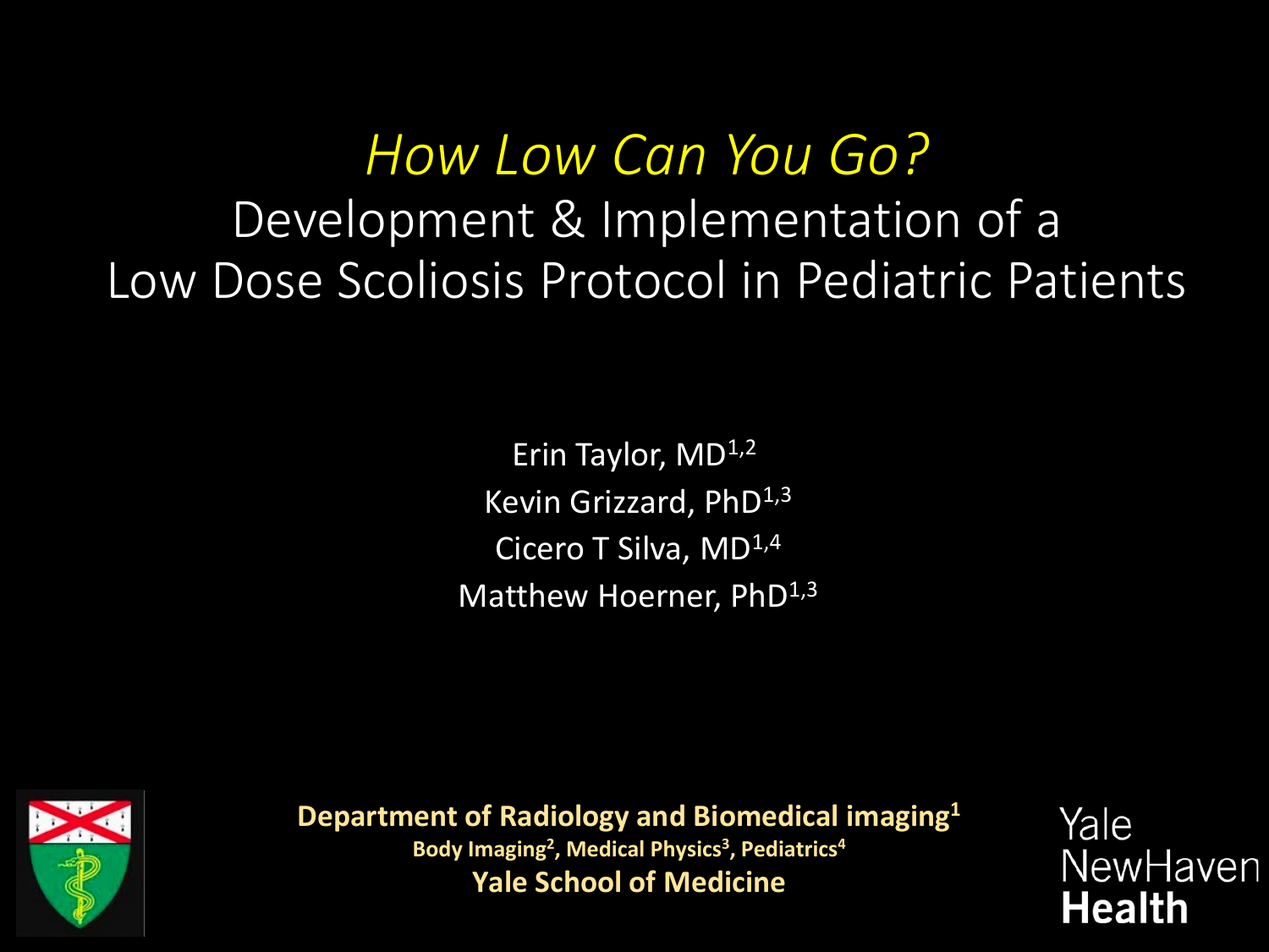# *How Low Can You Go?*

## Development & Implementation of a Low Dose Scoliosis Protocol in Pediatric Patients

Erin Taylor, MD[1,2]

Kevin Grizzard, PhD[1,3]

Cicero T Silva, MD[1,4]

Matthew Hoerner, PhD[1,3]

**Department of Radiology and Biomedical imaging[1]**

**Body Imaging[2], Medical Physics[3], Pediatrics[4]**

**Yale School of Medicine**

Yale NewHaven **Health**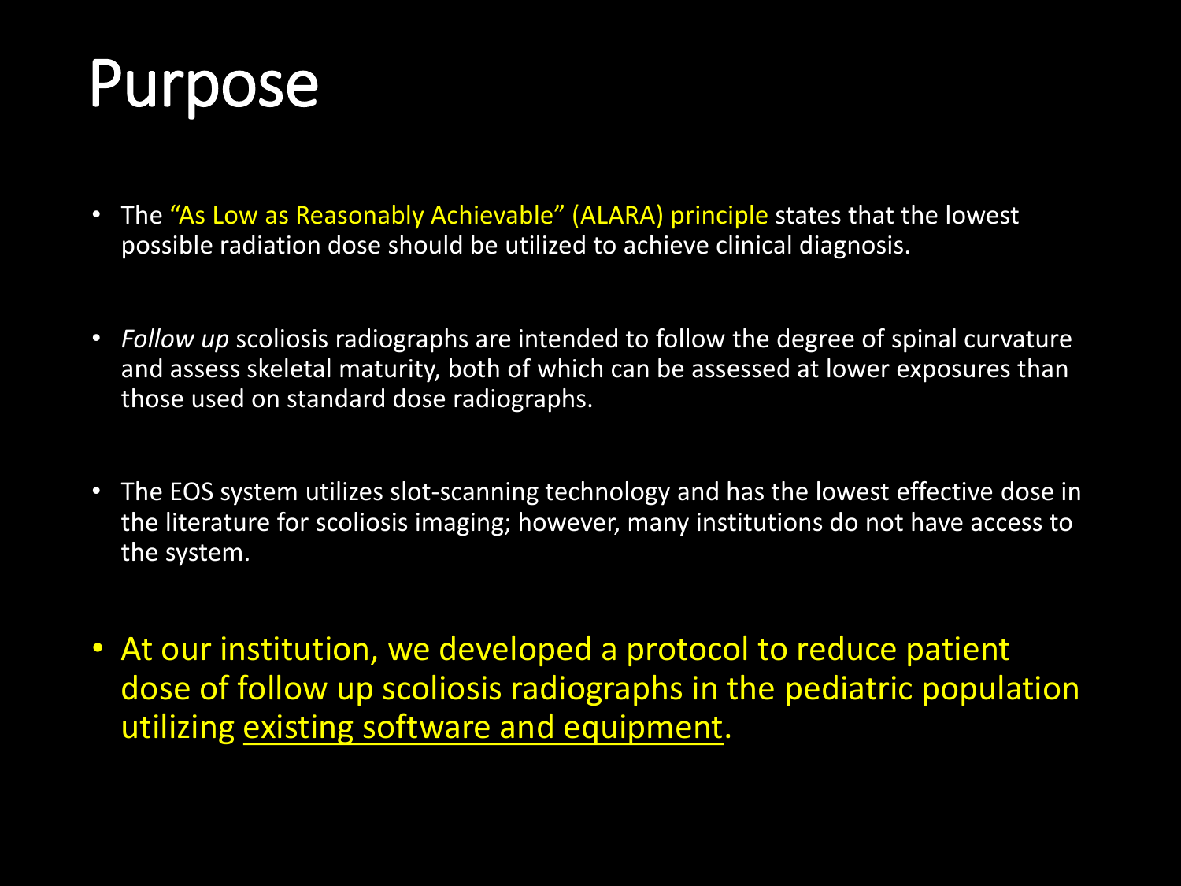# Purpose

- The "As Low as Reasonably Achievable" (ALARA) principle states that the lowest possible radiation dose should be utilized to achieve clinical diagnosis.
- *Follow up* scoliosis radiographs are intended to follow the degree of spinal curvature and assess skeletal maturity, both of which can be assessed at lower exposures than those used on standard dose radiographs.
- The EOS system utilizes slot-scanning technology and has the lowest effective dose in the literature for scoliosis imaging; however, many institutions do not have access to the system.
- At our institution, we developed a protocol to reduce patient dose of follow up scoliosis radiographs in the pediatric population utilizing <u>existing software and equipment</u>.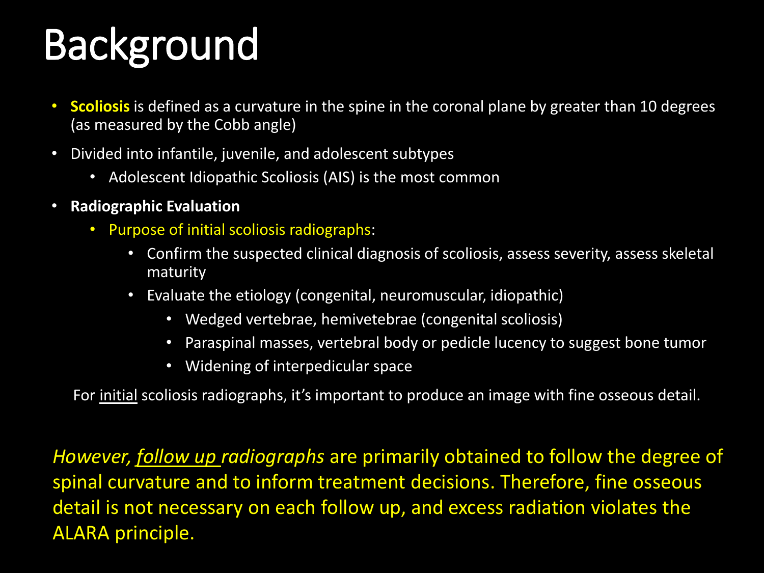# Background

- **Scoliosis** is defined as a curvature in the spine in the coronal plane by greater than 10 degrees (as measured by the Cobb angle)
- Divided into infantile, juvenile, and adolescent subtypes
  - Adolescent Idiopathic Scoliosis (AIS) is the most common
- **Radiographic Evaluation**
  - Purpose of initial scoliosis radiographs:
    - Confirm the suspected clinical diagnosis of scoliosis, assess severity, assess skeletal maturity
    - Evaluate the etiology (congenital, neuromuscular, idiopathic)
      - Wedged vertebrae, hemivetebrae (congenital scoliosis)
      - Paraspinal masses, vertebral body or pedicle lucency to suggest bone tumor
      - Widening of interpedicular space

For <u>initial</u> scoliosis radiographs, it's important to produce an image with fine osseous detail.

*However, <u>follow up</u> radiographs* are primarily obtained to follow the degree of spinal curvature and to inform treatment decisions. Therefore, fine osseous detail is not necessary on each follow up, and excess radiation violates the ALARA principle.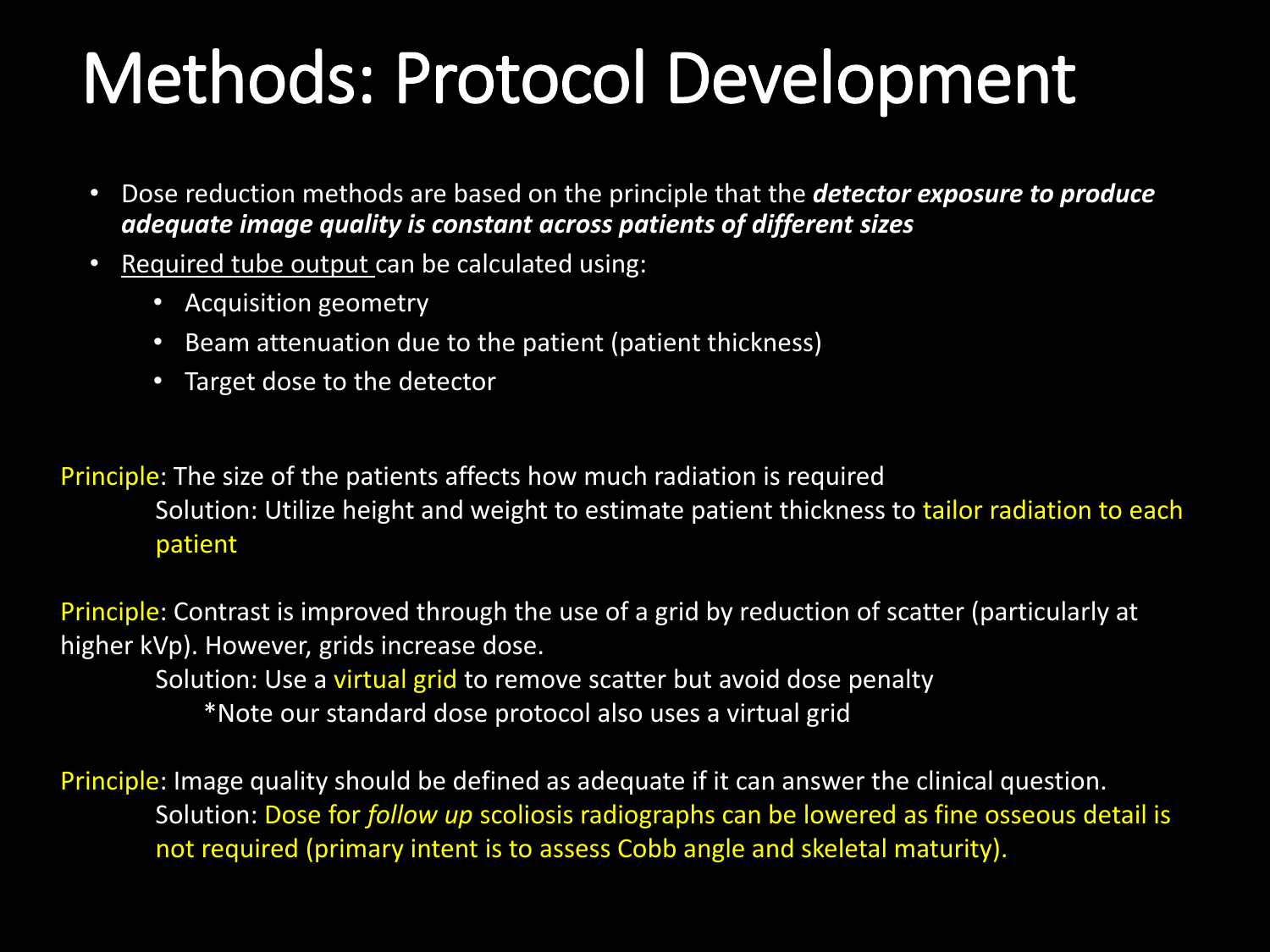# Methods: Protocol Development

- Dose reduction methods are based on the principle that the ***detector exposure to produce adequate image quality is constant across patients of different sizes***
- Required tube output can be calculated using:
  - Acquisition geometry
  - Beam attenuation due to the patient (patient thickness)
  - Target dose to the detector

Principle: The size of the patients affects how much radiation is required

Solution: Utilize height and weight to estimate patient thickness to tailor radiation to each patient

Principle: Contrast is improved through the use of a grid by reduction of scatter (particularly at higher kVp). However, grids increase dose.

Solution: Use a virtual grid to remove scatter but avoid dose penalty

*Note our standard dose protocol also uses a virtual grid

Principle: Image quality should be defined as adequate if it can answer the clinical question.

Solution: Dose for *follow up* scoliosis radiographs can be lowered as fine osseous detail is not required (primary intent is to assess Cobb angle and skeletal maturity).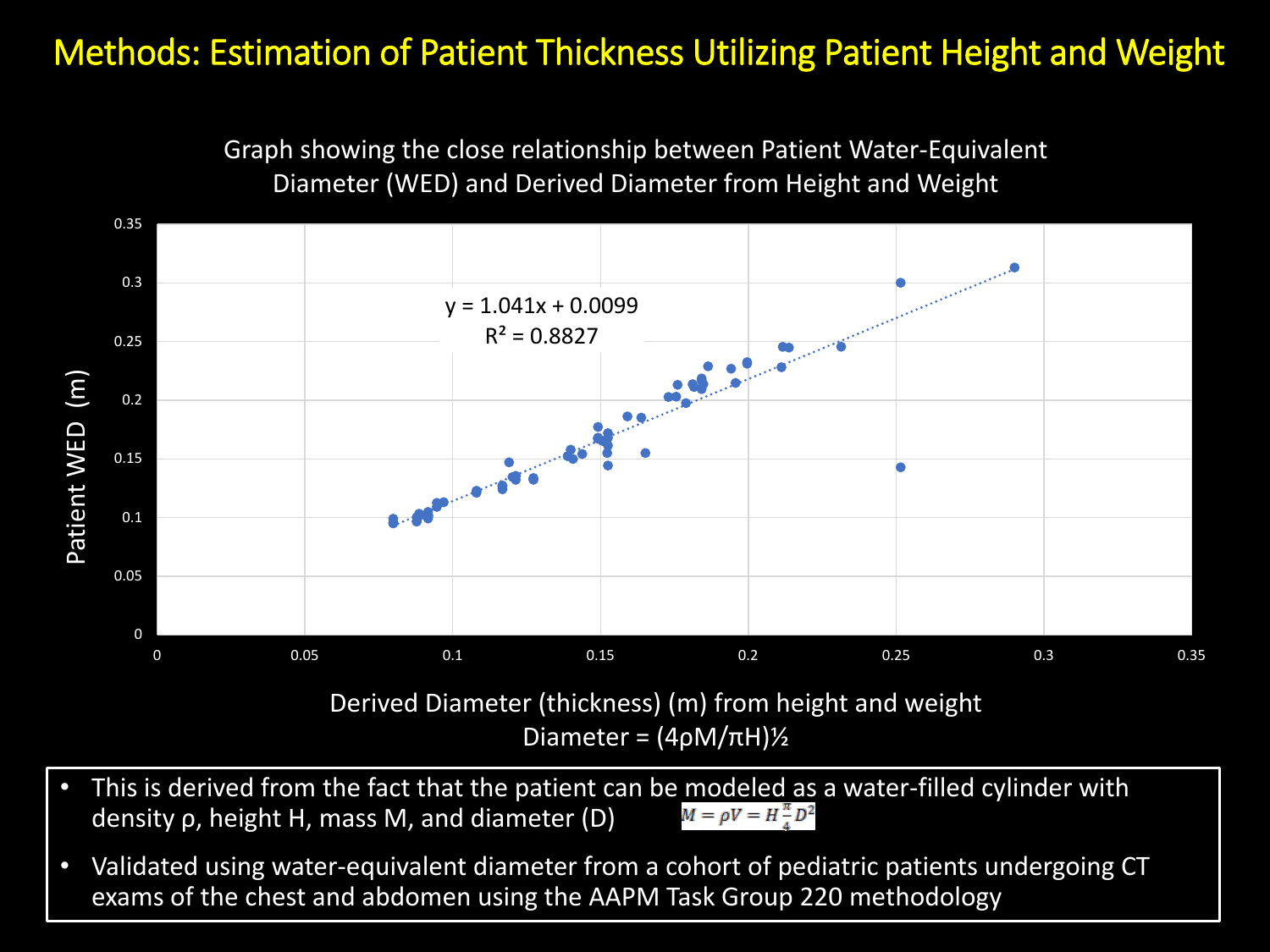# Methods: Estimation of Patient Thickness Utilizing Patient Height and Weight

Graph showing the close relationship between Patient Water-Equivalent Diameter (WED) and Derived Diameter from Height and Weight

$y = 1.041x + 0.0099$

$R^2 = 0.8827$

Patient WED (m)

Derived Diameter (thickness) (m) from height and weight

Diameter = $(4\rho M/\pi H)^{½}$

- This is derived from the fact that the patient can be modeled as a water-filled cylinder with density ρ, height H, mass M, and diameter (D) $M = \rho V = H\frac{\pi}{4}D^2$
- Validated using water-equivalent diameter from a cohort of pediatric patients undergoing CT exams of the chest and abdomen using the AAPM Task Group 220 methodology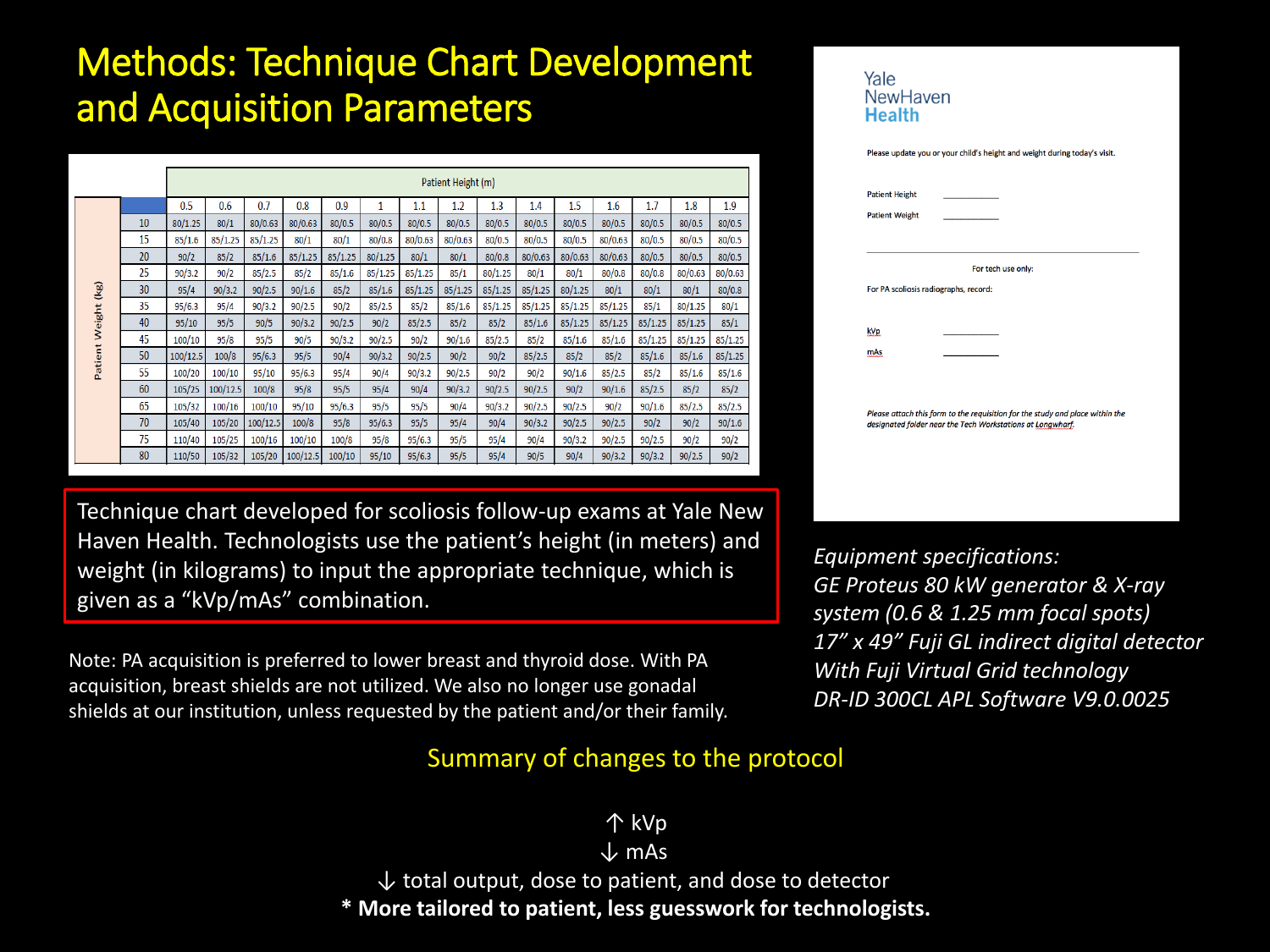# Methods: Technique Chart Development and Acquisition Parameters

| Patient Weight (kg) | Patient Height (m) | | | | | | | | | | | | | | |
|---|---|---|---|---|---|---|---|---|---|---|---|---|---|---|---|
| | 0.5 | 0.6 | 0.7 | 0.8 | 0.9 | 1 | 1.1 | 1.2 | 1.3 | 1.4 | 1.5 | 1.6 | 1.7 | 1.8 | 1.9 |
| 10 | 80/1.25 | 80/1 | 80/0.63 | 80/0.63 | 80/0.5 | 80/0.5 | 80/0.5 | 80/0.5 | 80/0.5 | 80/0.5 | 80/0.5 | 80/0.5 | 80/0.5 | 80/0.5 | 80/0.5 |
| 15 | 85/1.6 | 85/1.25 | 85/1.25 | 80/1 | 80/1 | 80/0.8 | 80/0.63 | 80/0.63 | 80/0.5 | 80/0.5 | 80/0.5 | 80/0.63 | 80/0.5 | 80/0.5 | 80/0.5 |
| 20 | 90/2 | 85/2 | 85/1.6 | 85/1.25 | 85/1.25 | 80/1.25 | 80/1 | 80/1 | 80/0.8 | 80/0.63 | 80/0.63 | 80/0.63 | 80/0.5 | 80/0.5 | 80/0.5 |
| 25 | 90/3.2 | 90/2 | 85/2.5 | 85/2 | 85/1.6 | 85/1.25 | 85/1.25 | 85/1 | 80/1.25 | 80/1 | 80/1 | 80/0.8 | 80/0.8 | 80/0.63 | 80/0.63 |
| 30 | 95/4 | 90/3.2 | 90/2.5 | 90/1.6 | 85/2 | 85/1.6 | 85/1.25 | 85/1.25 | 85/1.25 | 85/1.25 | 80/1.25 | 80/1 | 80/1 | 80/1 | 80/0.8 |
| 35 | 95/6.3 | 95/4 | 90/3.2 | 90/2.5 | 90/2 | 85/2.5 | 85/2 | 85/1.6 | 85/1.25 | 85/1.25 | 85/1.25 | 85/1.25 | 85/1 | 80/1.25 | 80/1 |
| 40 | 95/10 | 95/5 | 90/5 | 90/3.2 | 90/2.5 | 90/2 | 85/2.5 | 85/2 | 85/2 | 85/1.6 | 85/1.25 | 85/1.25 | 85/1.25 | 85/1.25 | 85/1 |
| 45 | 100/10 | 95/8 | 95/5 | 90/5 | 90/3.2 | 90/2.5 | 90/2 | 90/1.6 | 85/2.5 | 85/2 | 85/1.6 | 85/1.6 | 85/1.25 | 85/1.25 | 85/1.25 |
| 50 | 100/12.5 | 100/8 | 95/6.3 | 95/5 | 90/4 | 90/3.2 | 90/2.5 | 90/2 | 90/2 | 85/2.5 | 85/2 | 85/2 | 85/1.6 | 85/1.6 | 85/1.25 |
| 55 | 100/20 | 100/10 | 95/10 | 95/6.3 | 95/4 | 90/4 | 90/3.2 | 90/2.5 | 90/2 | 90/2 | 90/1.6 | 85/2.5 | 85/2 | 85/1.6 | 85/1.6 |
| 60 | 105/25 | 100/12.5 | 100/8 | 95/8 | 95/5 | 95/4 | 90/4 | 90/3.2 | 90/2.5 | 90/2.5 | 90/2 | 90/1.6 | 85/2.5 | 85/2 | 85/2 |
| 65 | 105/32 | 100/16 | 100/10 | 95/10 | 95/6.3 | 95/5 | 95/5 | 90/4 | 90/3.2 | 90/2.5 | 90/2.5 | 90/2 | 90/1.6 | 85/2.5 | 85/2.5 |
| 70 | 105/40 | 105/20 | 100/12.5 | 100/8 | 95/8 | 95/6.3 | 95/5 | 95/4 | 90/4 | 90/3.2 | 90/2.5 | 90/2.5 | 90/2 | 90/2 | 90/1.6 |
| 75 | 110/40 | 105/25 | 100/16 | 100/10 | 100/8 | 95/8 | 95/6.3 | 95/5 | 95/4 | 90/4 | 90/3.2 | 90/2.5 | 90/2.5 | 90/2 | 90/2 |
| 80 | 110/50 | 105/32 | 105/20 | 100/12.5 | 100/10 | 95/10 | 95/6.3 | 95/5 | 95/4 | 90/5 | 90/4 | 90/3.2 | 90/3.2 | 90/2.5 | 90/2 |

Technique chart developed for scoliosis follow-up exams at Yale New Haven Health. Technologists use the patient's height (in meters) and weight (in kilograms) to input the appropriate technique, which is given as a "kVp/mAs" combination.

Note: PA acquisition is preferred to lower breast and thyroid dose. With PA acquisition, breast shields are not utilized. We also no longer use gonadal shields at our institution, unless requested by the patient and/or their family.

Yale NewHaven Health

Please update you or your child's height and weight during today's visit.

Patient Height \_\_\_\_\_\_\_\_\_\_

Patient Weight \_\_\_\_\_\_\_\_\_\_

For tech use only:

For PA scoliosis radiographs, record:

kVp \_\_\_\_\_\_\_\_\_\_

mAs \_\_\_\_\_\_\_\_\_\_

*Please attach this form to the requisition for the study and place within the designated folder near the Tech Workstations at Longwharf.*

*Equipment specifications:*
*GE Proteus 80 kW generator & X-ray system (0.6 & 1.25 mm focal spots)*
*17" x 49" Fuji GL indirect digital detector*
*With Fuji Virtual Grid technology*
*DR-ID 300CL APL Software V9.0.0025*

## Summary of changes to the protocol

↑ kVp

↓ mAs

↓ total output, dose to patient, and dose to detector

\* **More tailored to patient, less guesswork for technologists.**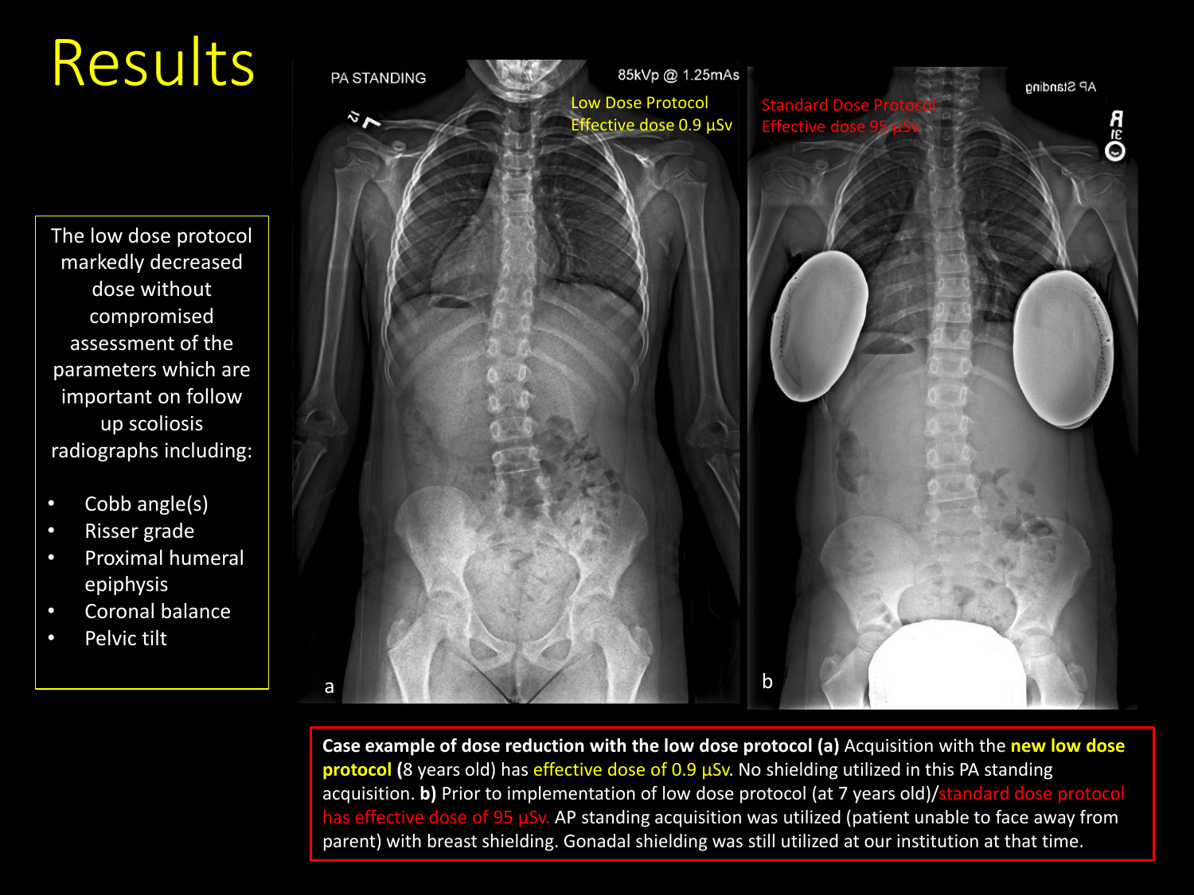# Results

The low dose protocol markedly decreased dose without compromised assessment of the parameters which are important on follow up scoliosis radiographs including:

- Cobb angle(s)
- Risser grade
- Proximal humeral epiphysis
- Coronal balance
- Pelvic tilt

**Case example of dose reduction with the low dose protocol (a)** Acquisition with the **new low dose protocol** (8 years old) has effective dose of 0.9 µSv. No shielding utilized in this PA standing acquisition. **b)** Prior to implementation of low dose protocol (at 7 years old)/standard dose protocol has effective dose of 95 µSv. AP standing acquisition was utilized (patient unable to face away from parent) with breast shielding. Gonadal shielding was still utilized at our institution at that time.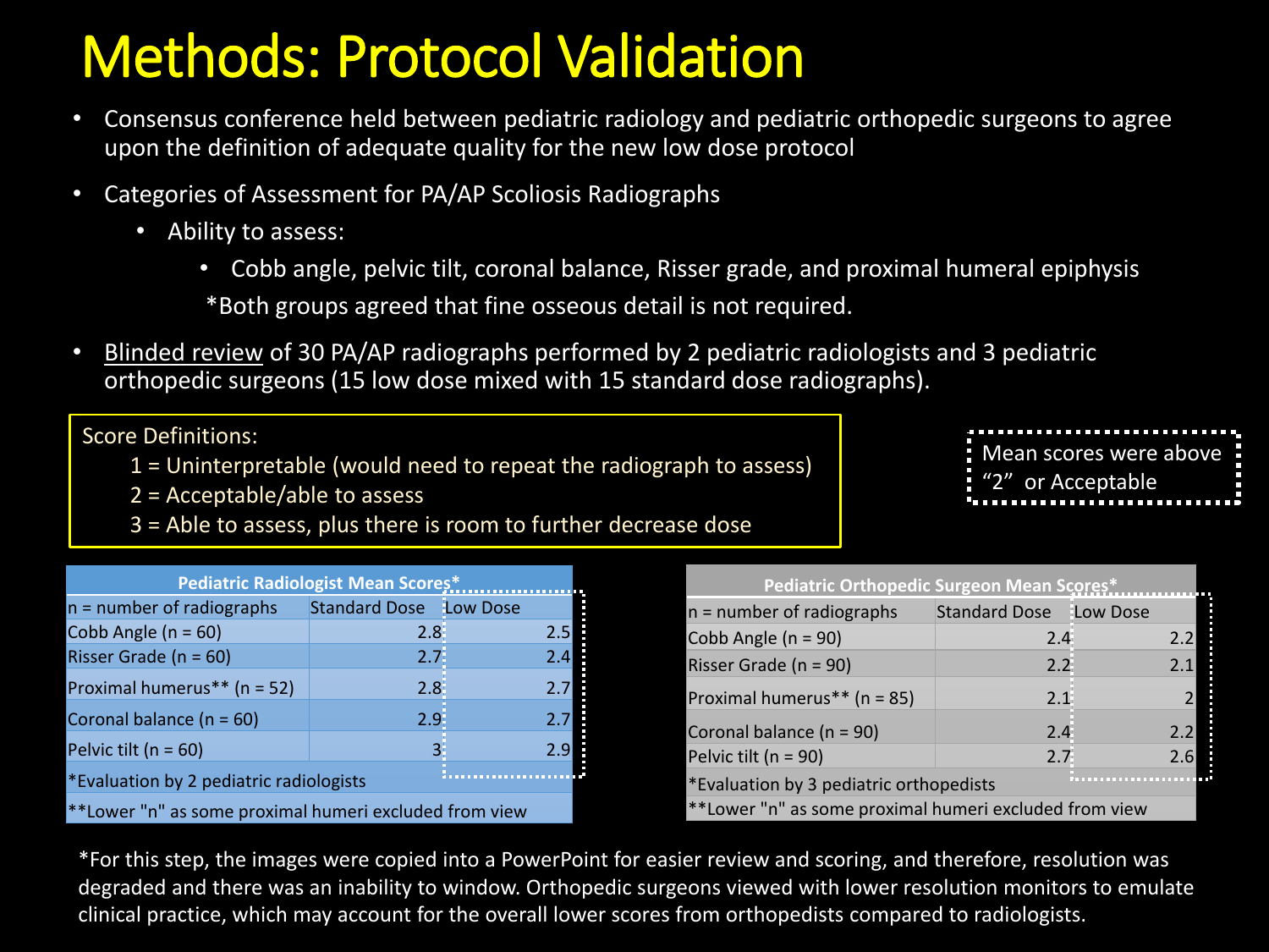# Methods: Protocol Validation

- Consensus conference held between pediatric radiology and pediatric orthopedic surgeons to agree upon the definition of adequate quality for the new low dose protocol
- Categories of Assessment for PA/AP Scoliosis Radiographs
  - Ability to assess:
    - Cobb angle, pelvic tilt, coronal balance, Risser grade, and proximal humeral epiphysis

    *Both groups agreed that fine osseous detail is not required.
- Blinded review of 30 PA/AP radiographs performed by 2 pediatric radiologists and 3 pediatric orthopedic surgeons (15 low dose mixed with 15 standard dose radiographs).

Score Definitions:

1 = Uninterpretable (would need to repeat the radiograph to assess)

2 = Acceptable/able to assess

3 = Able to assess, plus there is room to further decrease dose

Mean scores were above "2" or Acceptable

**Pediatric Radiologist Mean Scores***

| n = number of radiographs | Standard Dose | Low Dose |
|---|---|---|
| Cobb Angle (n = 60) | 2.8 | 2.5 |
| Risser Grade (n = 60) | 2.7 | 2.4 |
| Proximal humerus** (n = 52) | 2.8 | 2.7 |
| Coronal balance (n = 60) | 2.9 | 2.7 |
| Pelvic tilt (n = 60) | 3 | 2.9 |

*Evaluation by 2 pediatric radiologists

**Lower "n" as some proximal humeri excluded from view

**Pediatric Orthopedic Surgeon Mean Scores***

| n = number of radiographs | Standard Dose | Low Dose |
|---|---|---|
| Cobb Angle (n = 90) | 2.4 | 2.2 |
| Risser Grade (n = 90) | 2.2 | 2.1 |
| Proximal humerus** (n = 85) | 2.1 | 2 |
| Coronal balance (n = 90) | 2.4 | 2.2 |
| Pelvic tilt (n = 90) | 2.7 | 2.6 |

*Evaluation by 3 pediatric orthopedists

**Lower "n" as some proximal humeri excluded from view

*For this step, the images were copied into a PowerPoint for easier review and scoring, and therefore, resolution was degraded and there was an inability to window. Orthopedic surgeons viewed with lower resolution monitors to emulate clinical practice, which may account for the overall lower scores from orthopedists compared to radiologists.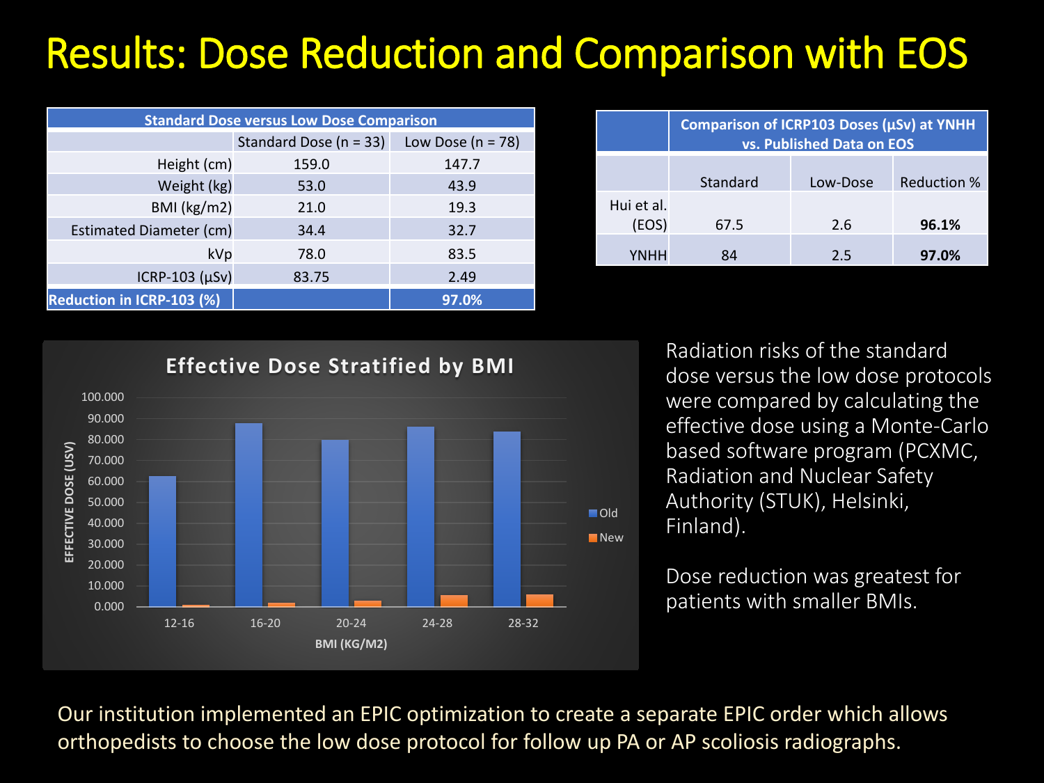# Results: Dose Reduction and Comparison with EOS

| Standard Dose versus Low Dose Comparison | | |
|---|---|---|
| | Standard Dose (n = 33) | Low Dose (n = 78) |
| Height (cm) | 159.0 | 147.7 |
| Weight (kg) | 53.0 | 43.9 |
| BMI (kg/m2) | 21.0 | 19.3 |
| Estimated Diameter (cm) | 34.4 | 32.7 |
| kVp | 78.0 | 83.5 |
| ICRP-103 (µSv) | 83.75 | 2.49 |
| **Reduction in ICRP-103 (%)** | | **97.0%** |

| | Comparison of ICRP103 Doses (µSv) at YNHH vs. Published Data on EOS | | |
|---|---|---|---|
| | Standard | Low-Dose | Reduction % |
| Hui et al. (EOS) | 67.5 | 2.6 | **96.1%** |
| YNHH | 84 | 2.5 | **97.0%** |

**Effective Dose Stratified by BMI**

| BMI (KG/M2) | Old | New |
|---|---|---|
| 12-16 | ~62 | ~1 |
| 16-20 | ~88 | ~2 |
| 20-24 | ~80 | ~3 |
| 24-28 | ~86 | ~5 |
| 28-32 | ~84 | ~6 |

Radiation risks of the standard dose versus the low dose protocols were compared by calculating the effective dose using a Monte-Carlo based software program (PCXMC, Radiation and Nuclear Safety Authority (STUK), Helsinki, Finland).

Dose reduction was greatest for patients with smaller BMIs.

Our institution implemented an EPIC optimization to create a separate EPIC order which allows orthopedists to choose the low dose protocol for follow up PA or AP scoliosis radiographs.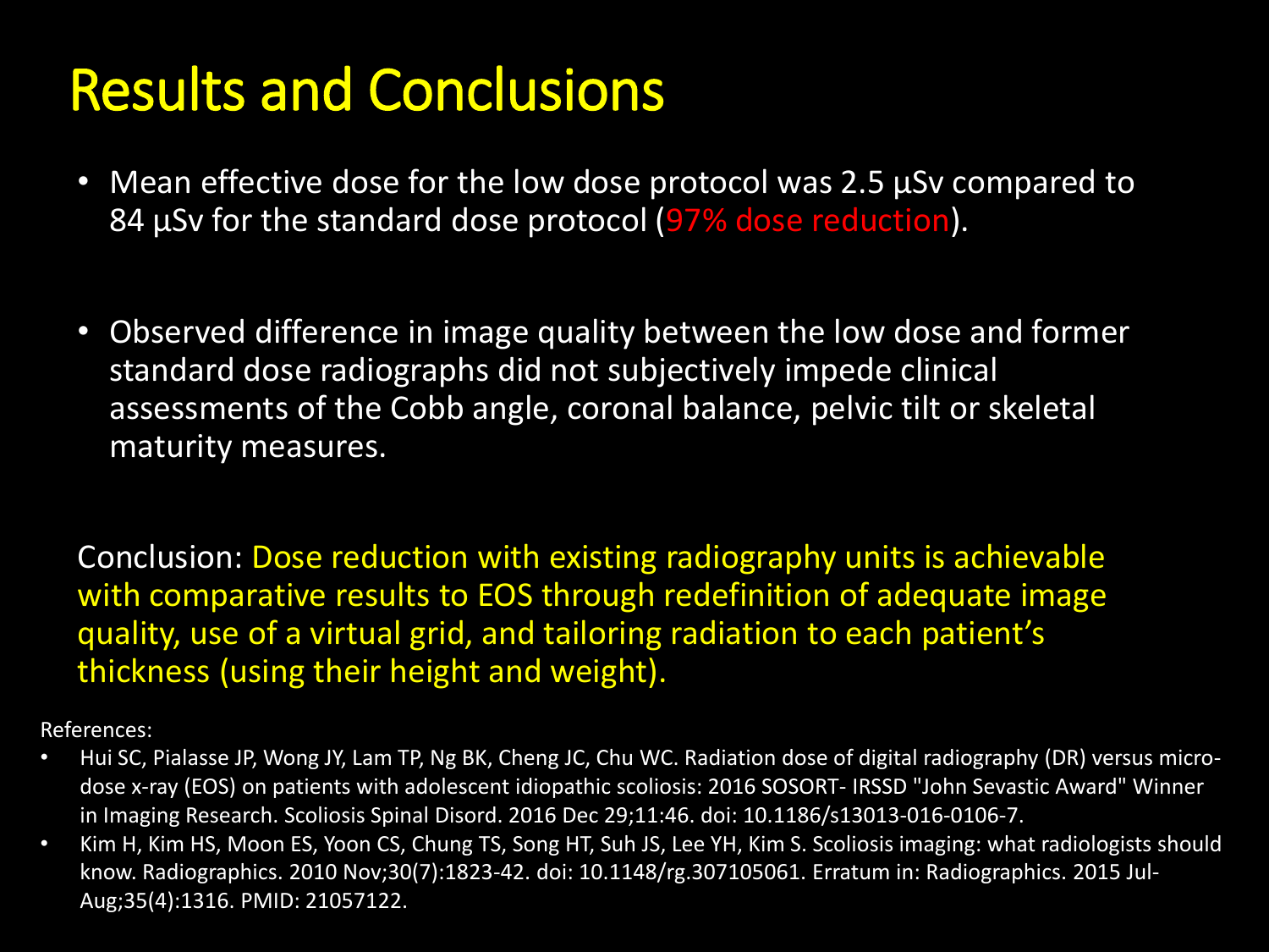# Results and Conclusions

- Mean effective dose for the low dose protocol was 2.5 µSv compared to 84 µSv for the standard dose protocol (97% dose reduction).

- Observed difference in image quality between the low dose and former standard dose radiographs did not subjectively impede clinical assessments of the Cobb angle, coronal balance, pelvic tilt or skeletal maturity measures.

Conclusion: Dose reduction with existing radiography units is achievable with comparative results to EOS through redefinition of adequate image quality, use of a virtual grid, and tailoring radiation to each patient's thickness (using their height and weight).

References:

- Hui SC, Pialasse JP, Wong JY, Lam TP, Ng BK, Cheng JC, Chu WC. Radiation dose of digital radiography (DR) versus micro-dose x-ray (EOS) on patients with adolescent idiopathic scoliosis: 2016 SOSORT- IRSSD "John Sevastic Award" Winner in Imaging Research. Scoliosis Spinal Disord. 2016 Dec 29;11:46. doi: 10.1186/s13013-016-0106-7.
- Kim H, Kim HS, Moon ES, Yoon CS, Chung TS, Song HT, Suh JS, Lee YH, Kim S. Scoliosis imaging: what radiologists should know. Radiographics. 2010 Nov;30(7):1823-42. doi: 10.1148/rg.307105061. Erratum in: Radiographics. 2015 Jul-Aug;35(4):1316. PMID: 21057122.